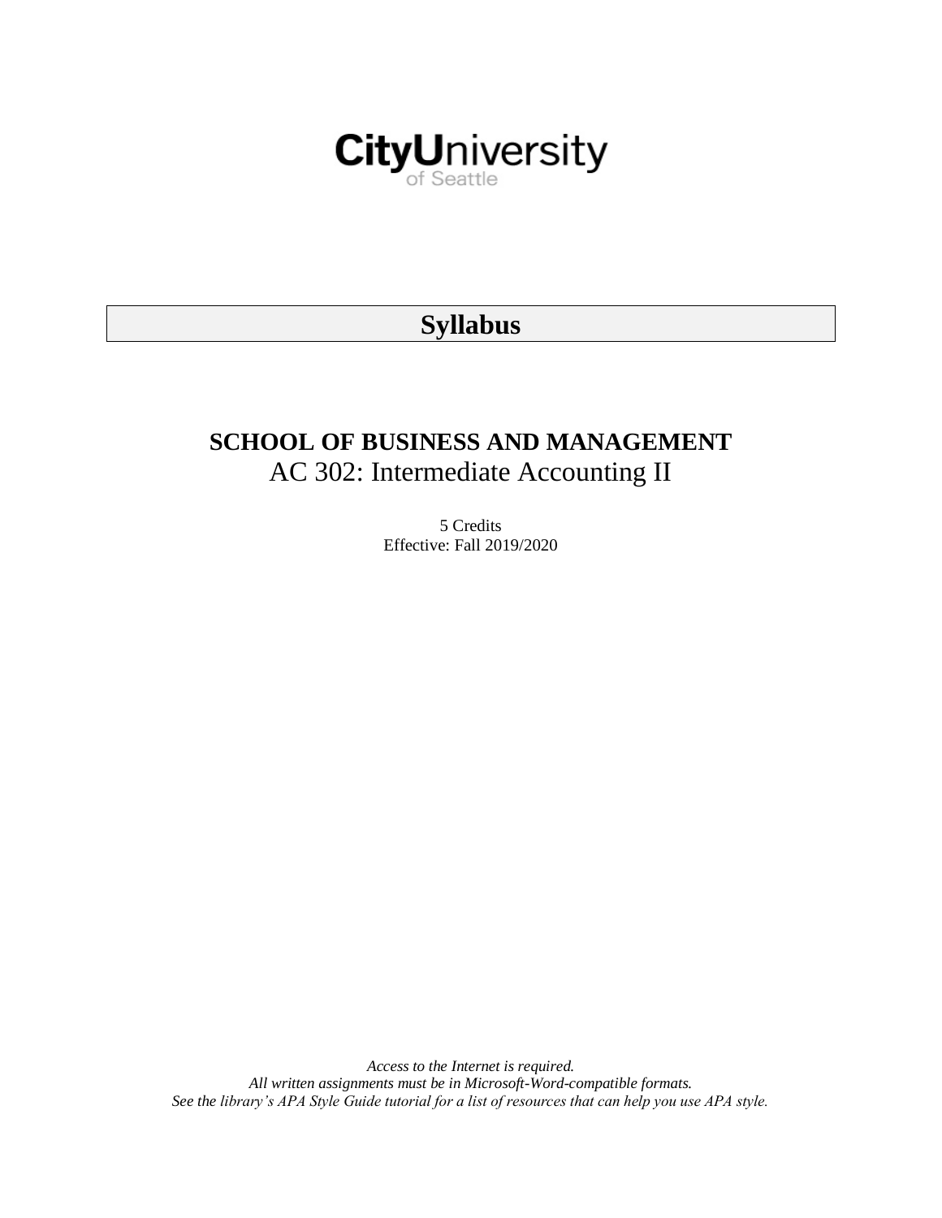CityUniversity of Seattle

# Syllabus

## SCHOOL OF BUSINESS AND MANAGEMENT

## AC 302: Intermediate Accounting II

5 Credits
Effective: Fall 2019/2020

*Access to the Internet is required.*
*All written assignments must be in Microsoft-Word-compatible formats.*
*See the library's APA Style Guide tutorial for a list of resources that can help you use APA style.*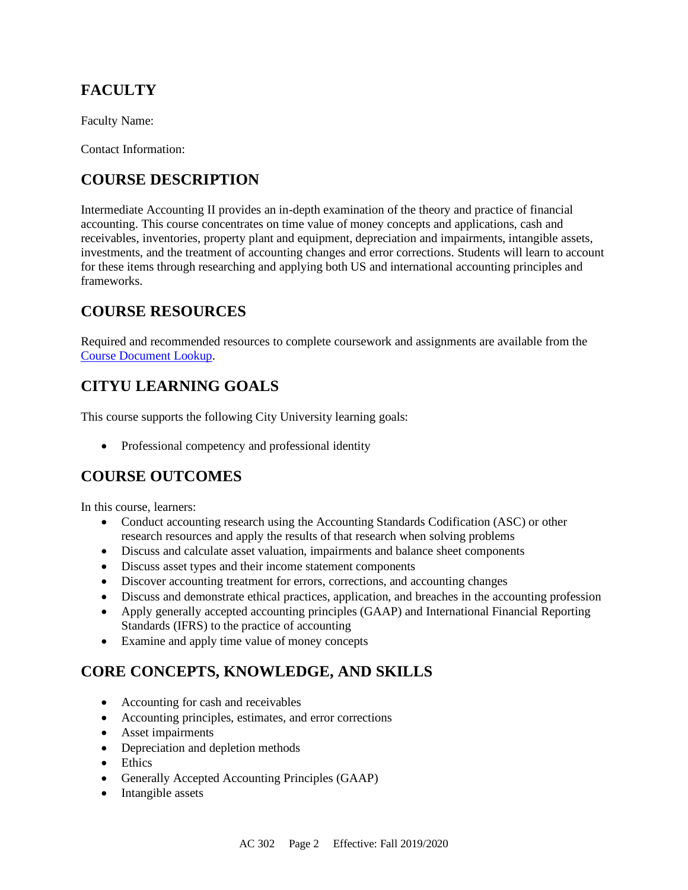## FACULTY

Faculty Name:

Contact Information:

## COURSE DESCRIPTION

Intermediate Accounting II provides an in-depth examination of the theory and practice of financial accounting. This course concentrates on time value of money concepts and applications, cash and receivables, inventories, property plant and equipment, depreciation and impairments, intangible assets, investments, and the treatment of accounting changes and error corrections. Students will learn to account for these items through researching and applying both US and international accounting principles and frameworks.

## COURSE RESOURCES

Required and recommended resources to complete coursework and assignments are available from the Course Document Lookup.

## CITYU LEARNING GOALS

This course supports the following City University learning goals:

- Professional competency and professional identity

## COURSE OUTCOMES

In this course, learners:

- Conduct accounting research using the Accounting Standards Codification (ASC) or other research resources and apply the results of that research when solving problems
- Discuss and calculate asset valuation, impairments and balance sheet components
- Discuss asset types and their income statement components
- Discover accounting treatment for errors, corrections, and accounting changes
- Discuss and demonstrate ethical practices, application, and breaches in the accounting profession
- Apply generally accepted accounting principles (GAAP) and International Financial Reporting Standards (IFRS) to the practice of accounting
- Examine and apply time value of money concepts

## CORE CONCEPTS, KNOWLEDGE, AND SKILLS

- Accounting for cash and receivables
- Accounting principles, estimates, and error corrections
- Asset impairments
- Depreciation and depletion methods
- Ethics
- Generally Accepted Accounting Principles (GAAP)
- Intangible assets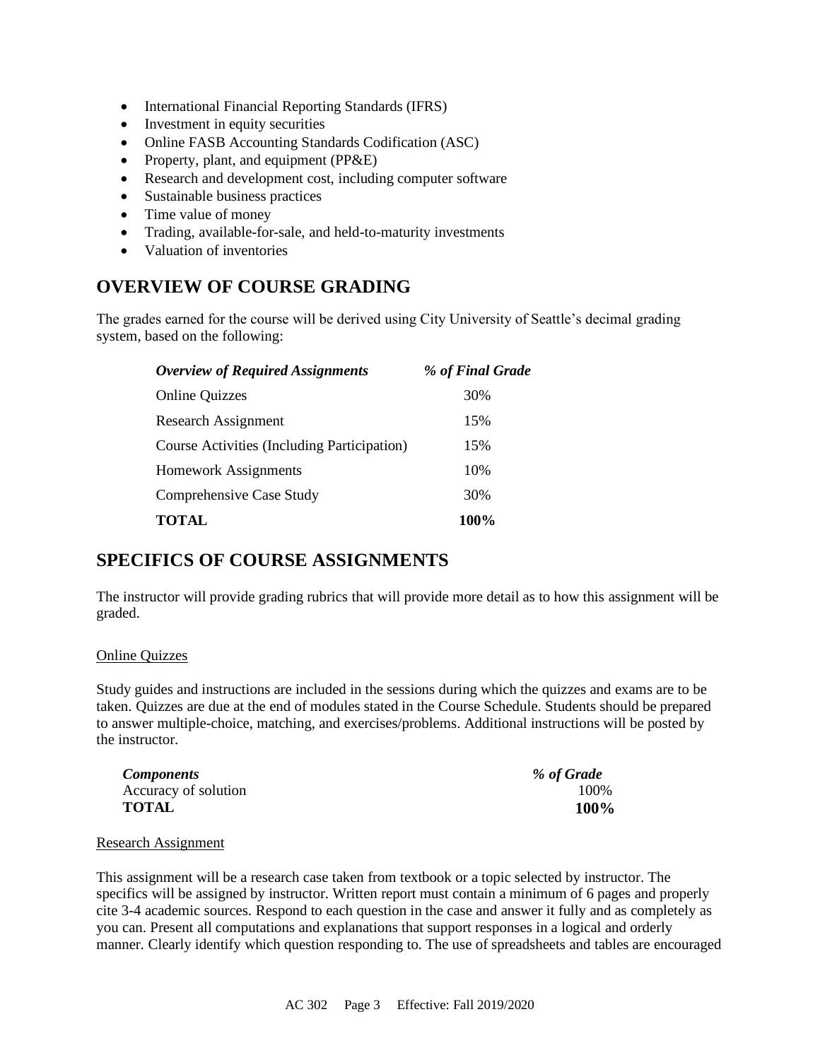- International Financial Reporting Standards (IFRS)
- Investment in equity securities
- Online FASB Accounting Standards Codification (ASC)
- Property, plant, and equipment (PP&E)
- Research and development cost, including computer software
- Sustainable business practices
- Time value of money
- Trading, available-for-sale, and held-to-maturity investments
- Valuation of inventories

## OVERVIEW OF COURSE GRADING

The grades earned for the course will be derived using City University of Seattle's decimal grading system, based on the following:

| *Overview of Required Assignments* | *% of Final Grade* |
|---|---|
| Online Quizzes | 30% |
| Research Assignment | 15% |
| Course Activities (Including Participation) | 15% |
| Homework Assignments | 10% |
| Comprehensive Case Study | 30% |
| **TOTAL** | **100%** |

## SPECIFICS OF COURSE ASSIGNMENTS

The instructor will provide grading rubrics that will provide more detail as to how this assignment will be graded.

### Online Quizzes

Study guides and instructions are included in the sessions during which the quizzes and exams are to be taken. Quizzes are due at the end of modules stated in the Course Schedule. Students should be prepared to answer multiple-choice, matching, and exercises/problems. Additional instructions will be posted by the instructor.

| *Components* | *% of Grade* |
|---|---|
| Accuracy of solution | 100% |
| **TOTAL** | **100%** |

### Research Assignment

This assignment will be a research case taken from textbook or a topic selected by instructor. The specifics will be assigned by instructor. Written report must contain a minimum of 6 pages and properly cite 3-4 academic sources. Respond to each question in the case and answer it fully and as completely as you can. Present all computations and explanations that support responses in a logical and orderly manner. Clearly identify which question responding to. The use of spreadsheets and tables are encouraged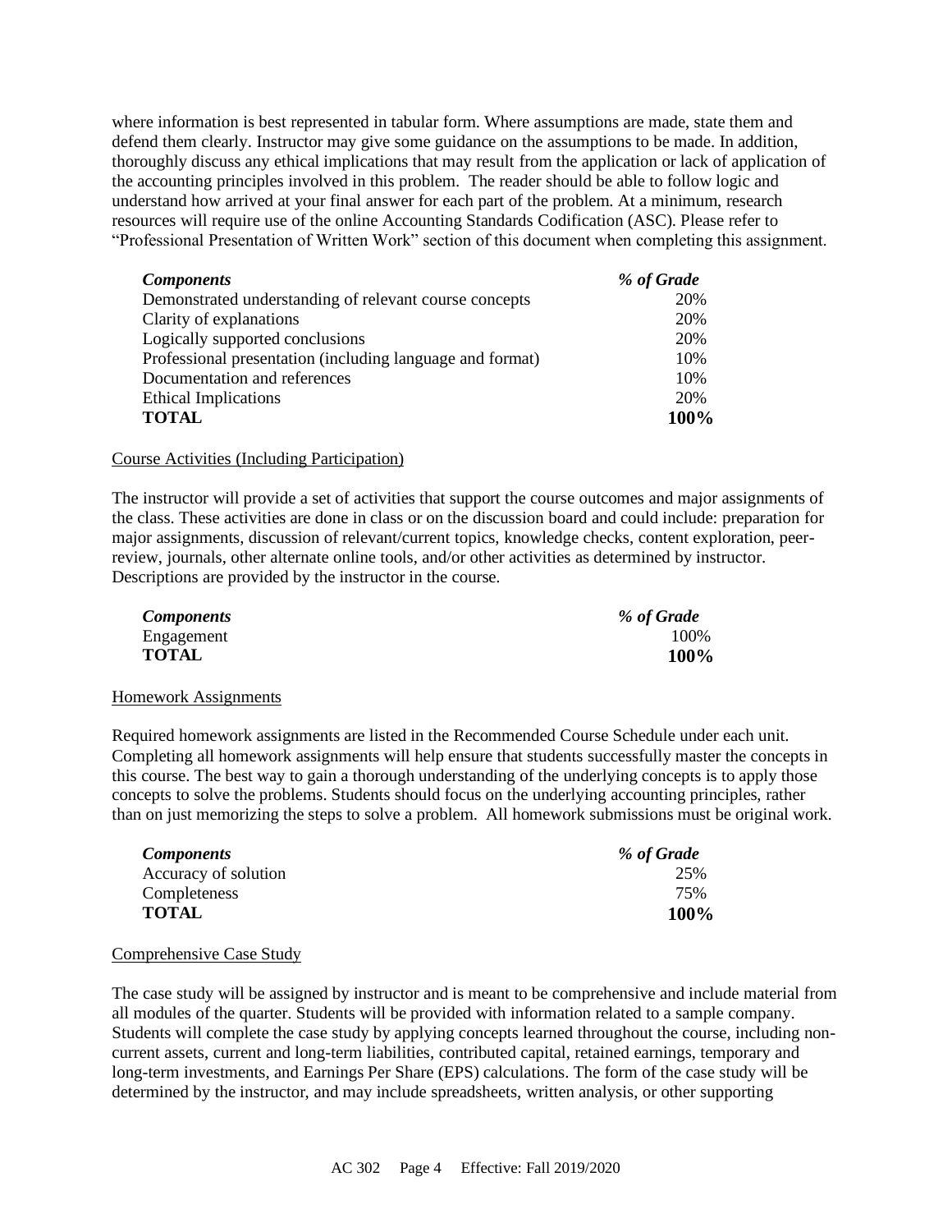where information is best represented in tabular form. Where assumptions are made, state them and defend them clearly. Instructor may give some guidance on the assumptions to be made. In addition, thoroughly discuss any ethical implications that may result from the application or lack of application of the accounting principles involved in this problem. The reader should be able to follow logic and understand how arrived at your final answer for each part of the problem. At a minimum, research resources will require use of the online Accounting Standards Codification (ASC). Please refer to "Professional Presentation of Written Work" section of this document when completing this assignment.

| *Components* | *% of Grade* |
|---|---|
| Demonstrated understanding of relevant course concepts | 20% |
| Clarity of explanations | 20% |
| Logically supported conclusions | 20% |
| Professional presentation (including language and format) | 10% |
| Documentation and references | 10% |
| Ethical Implications | 20% |
| **TOTAL** | **100%** |

Course Activities (Including Participation)

The instructor will provide a set of activities that support the course outcomes and major assignments of the class. These activities are done in class or on the discussion board and could include: preparation for major assignments, discussion of relevant/current topics, knowledge checks, content exploration, peer-review, journals, other alternate online tools, and/or other activities as determined by instructor. Descriptions are provided by the instructor in the course.

| *Components* | *% of Grade* |
|---|---|
| Engagement | 100% |
| **TOTAL** | **100%** |

Homework Assignments

Required homework assignments are listed in the Recommended Course Schedule under each unit. Completing all homework assignments will help ensure that students successfully master the concepts in this course. The best way to gain a thorough understanding of the underlying concepts is to apply those concepts to solve the problems. Students should focus on the underlying accounting principles, rather than on just memorizing the steps to solve a problem. All homework submissions must be original work.

| *Components* | *% of Grade* |
|---|---|
| Accuracy of solution | 25% |
| Completeness | 75% |
| **TOTAL** | **100%** |

Comprehensive Case Study

The case study will be assigned by instructor and is meant to be comprehensive and include material from all modules of the quarter. Students will be provided with information related to a sample company. Students will complete the case study by applying concepts learned throughout the course, including non-current assets, current and long-term liabilities, contributed capital, retained earnings, temporary and long-term investments, and Earnings Per Share (EPS) calculations. The form of the case study will be determined by the instructor, and may include spreadsheets, written analysis, or other supporting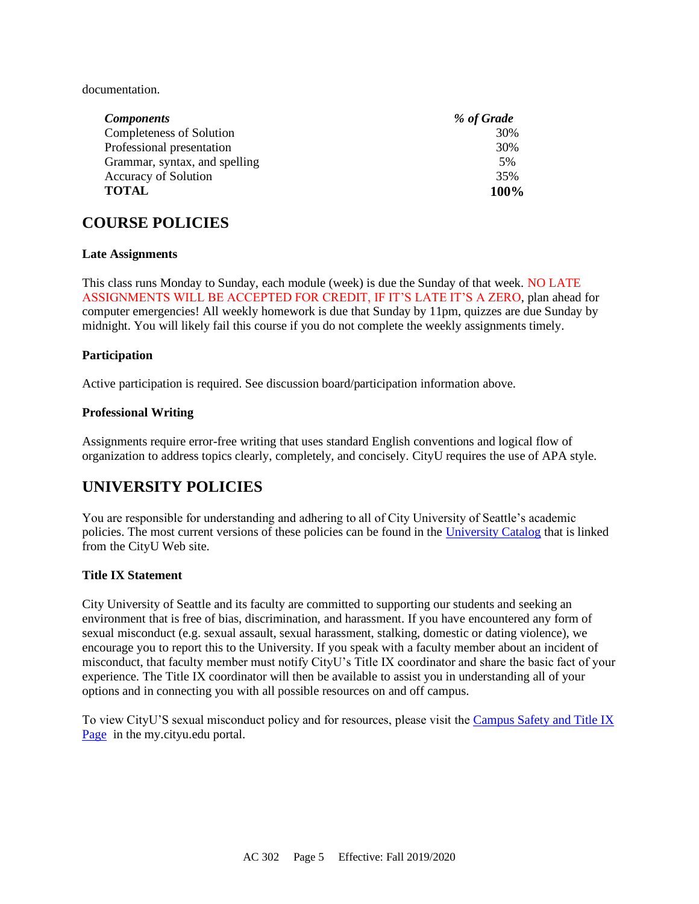documentation.

| *Components* | *% of Grade* |
| --- | --- |
| Completeness of Solution | 30% |
| Professional presentation | 30% |
| Grammar, syntax, and spelling | 5% |
| Accuracy of Solution | 35% |
| **TOTAL** | **100%** |

## COURSE POLICIES

### Late Assignments

This class runs Monday to Sunday, each module (week) is due the Sunday of that week. NO LATE ASSIGNMENTS WILL BE ACCEPTED FOR CREDIT, IF IT'S LATE IT'S A ZERO, plan ahead for computer emergencies! All weekly homework is due that Sunday by 11pm, quizzes are due Sunday by midnight. You will likely fail this course if you do not complete the weekly assignments timely.

### Participation

Active participation is required. See discussion board/participation information above.

### Professional Writing

Assignments require error-free writing that uses standard English conventions and logical flow of organization to address topics clearly, completely, and concisely. CityU requires the use of APA style.

## UNIVERSITY POLICIES

You are responsible for understanding and adhering to all of City University of Seattle's academic policies. The most current versions of these policies can be found in the University Catalog that is linked from the CityU Web site.

### Title IX Statement

City University of Seattle and its faculty are committed to supporting our students and seeking an environment that is free of bias, discrimination, and harassment. If you have encountered any form of sexual misconduct (e.g. sexual assault, sexual harassment, stalking, domestic or dating violence), we encourage you to report this to the University. If you speak with a faculty member about an incident of misconduct, that faculty member must notify CityU's Title IX coordinator and share the basic fact of your experience. The Title IX coordinator will then be available to assist you in understanding all of your options and in connecting you with all possible resources on and off campus.

To view CityU'S sexual misconduct policy and for resources, please visit the Campus Safety and Title IX Page in the my.cityu.edu portal.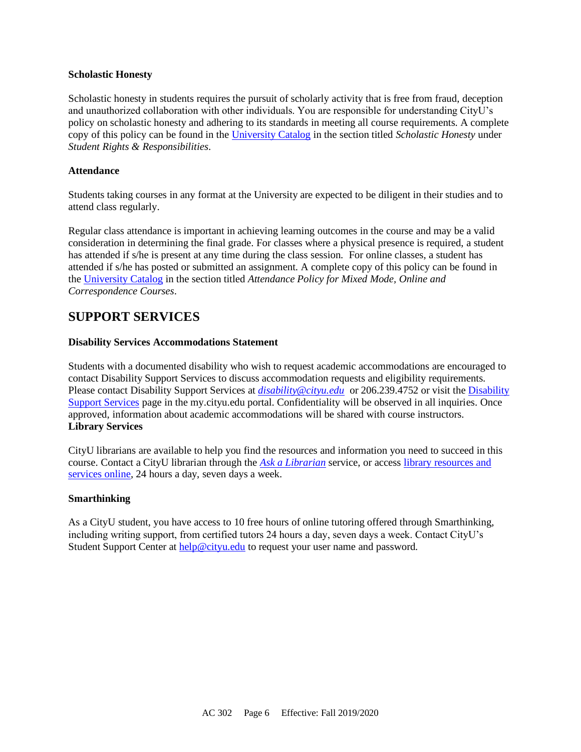**Scholastic Honesty**

Scholastic honesty in students requires the pursuit of scholarly activity that is free from fraud, deception and unauthorized collaboration with other individuals. You are responsible for understanding CityU's policy on scholastic honesty and adhering to its standards in meeting all course requirements. A complete copy of this policy can be found in the University Catalog in the section titled *Scholastic Honesty* under *Student Rights & Responsibilities*.

**Attendance**

Students taking courses in any format at the University are expected to be diligent in their studies and to attend class regularly.

Regular class attendance is important in achieving learning outcomes in the course and may be a valid consideration in determining the final grade. For classes where a physical presence is required, a student has attended if s/he is present at any time during the class session. For online classes, a student has attended if s/he has posted or submitted an assignment. A complete copy of this policy can be found in the University Catalog in the section titled *Attendance Policy for Mixed Mode, Online and Correspondence Courses*.

## SUPPORT SERVICES

**Disability Services Accommodations Statement**

Students with a documented disability who wish to request academic accommodations are encouraged to contact Disability Support Services to discuss accommodation requests and eligibility requirements. Please contact Disability Support Services at *disability@cityu.edu* or 206.239.4752 or visit the Disability Support Services page in the my.cityu.edu portal. Confidentiality will be observed in all inquiries. Once approved, information about academic accommodations will be shared with course instructors.

**Library Services**

CityU librarians are available to help you find the resources and information you need to succeed in this course. Contact a CityU librarian through the *Ask a Librarian* service, or access library resources and services online, 24 hours a day, seven days a week.

**Smarthinking**

As a CityU student, you have access to 10 free hours of online tutoring offered through Smarthinking, including writing support, from certified tutors 24 hours a day, seven days a week. Contact CityU's Student Support Center at help@cityu.edu to request your user name and password.